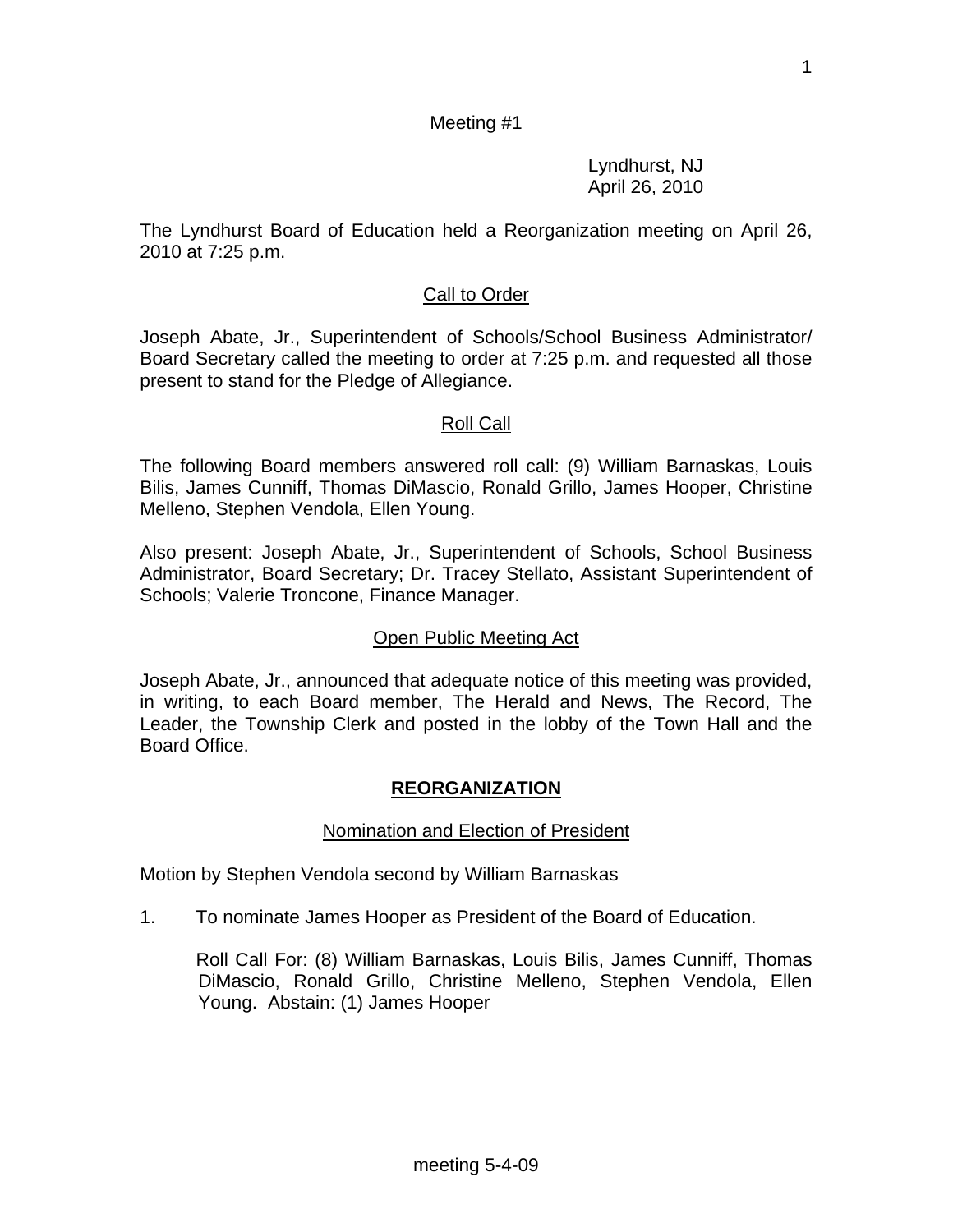Meeting #1

Lyndhurst, NJ
April 26, 2010

The Lyndhurst Board of Education held a Reorganization meeting on April 26, 2010 at 7:25 p.m.

## Call to Order

Joseph Abate, Jr., Superintendent of Schools/School Business Administrator/ Board Secretary called the meeting to order at 7:25 p.m. and requested all those present to stand for the Pledge of Allegiance.

## Roll Call

The following Board members answered roll call: (9) William Barnaskas, Louis Bilis, James Cunniff, Thomas DiMascio, Ronald Grillo, James Hooper, Christine Melleno, Stephen Vendola, Ellen Young.

Also present: Joseph Abate, Jr., Superintendent of Schools, School Business Administrator, Board Secretary; Dr. Tracey Stellato, Assistant Superintendent of Schools; Valerie Troncone, Finance Manager.

## Open Public Meeting Act

Joseph Abate, Jr., announced that adequate notice of this meeting was provided, in writing, to each Board member, The Herald and News, The Record, The Leader, the Township Clerk and posted in the lobby of the Town Hall and the Board Office.

# REORGANIZATION

## Nomination and Election of President

Motion by Stephen Vendola second by William Barnaskas

1. To nominate James Hooper as President of the Board of Education.

   Roll Call For: (8) William Barnaskas, Louis Bilis, James Cunniff, Thomas DiMascio, Ronald Grillo, Christine Melleno, Stephen Vendola, Ellen Young. Abstain: (1) James Hooper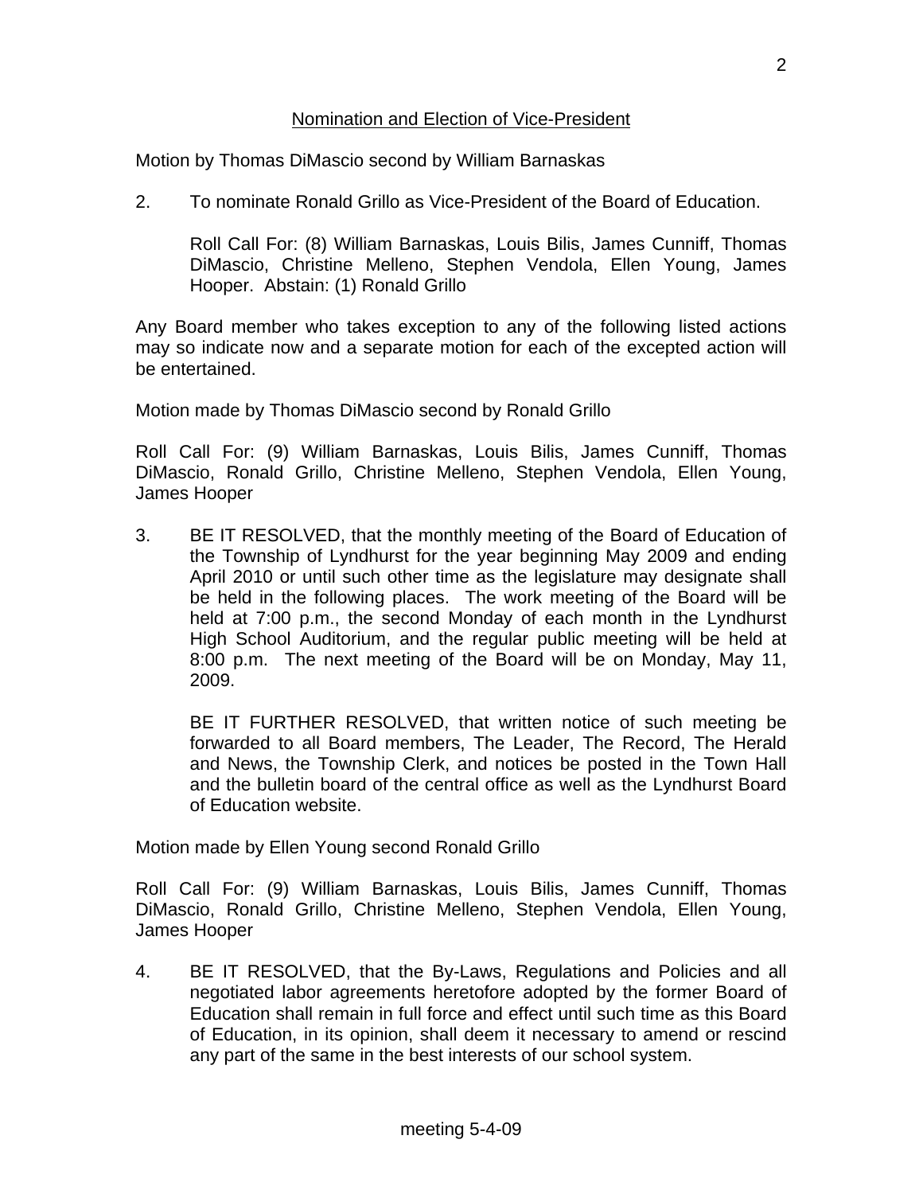## Nomination and Election of Vice-President

Motion by Thomas DiMascio second by William Barnaskas

2. To nominate Ronald Grillo as Vice-President of the Board of Education.

   Roll Call For: (8) William Barnaskas, Louis Bilis, James Cunniff, Thomas DiMascio, Christine Melleno, Stephen Vendola, Ellen Young, James Hooper. Abstain: (1) Ronald Grillo

Any Board member who takes exception to any of the following listed actions may so indicate now and a separate motion for each of the excepted action will be entertained.

Motion made by Thomas DiMascio second by Ronald Grillo

Roll Call For: (9) William Barnaskas, Louis Bilis, James Cunniff, Thomas DiMascio, Ronald Grillo, Christine Melleno, Stephen Vendola, Ellen Young, James Hooper

3. BE IT RESOLVED, that the monthly meeting of the Board of Education of the Township of Lyndhurst for the year beginning May 2009 and ending April 2010 or until such other time as the legislature may designate shall be held in the following places. The work meeting of the Board will be held at 7:00 p.m., the second Monday of each month in the Lyndhurst High School Auditorium, and the regular public meeting will be held at 8:00 p.m. The next meeting of the Board will be on Monday, May 11, 2009.

   BE IT FURTHER RESOLVED, that written notice of such meeting be forwarded to all Board members, The Leader, The Record, The Herald and News, the Township Clerk, and notices be posted in the Town Hall and the bulletin board of the central office as well as the Lyndhurst Board of Education website.

Motion made by Ellen Young second Ronald Grillo

Roll Call For: (9) William Barnaskas, Louis Bilis, James Cunniff, Thomas DiMascio, Ronald Grillo, Christine Melleno, Stephen Vendola, Ellen Young, James Hooper

4. BE IT RESOLVED, that the By-Laws, Regulations and Policies and all negotiated labor agreements heretofore adopted by the former Board of Education shall remain in full force and effect until such time as this Board of Education, in its opinion, shall deem it necessary to amend or rescind any part of the same in the best interests of our school system.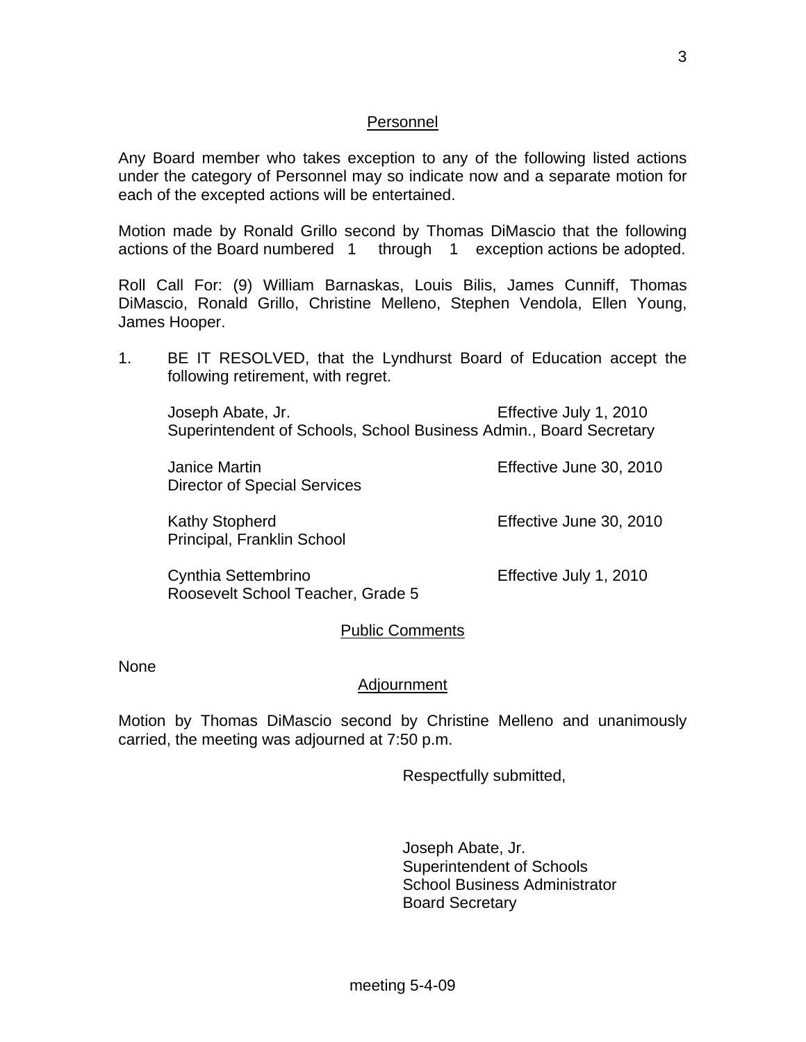## Personnel

Any Board member who takes exception to any of the following listed actions under the category of Personnel may so indicate now and a separate motion for each of the excepted actions will be entertained.

Motion made by Ronald Grillo second by Thomas DiMascio that the following actions of the Board numbered 1 through 1 exception actions be adopted.

Roll Call For: (9) William Barnaskas, Louis Bilis, James Cunniff, Thomas DiMascio, Ronald Grillo, Christine Melleno, Stephen Vendola, Ellen Young, James Hooper.

1. BE IT RESOLVED, that the Lyndhurst Board of Education accept the following retirement, with regret.

   Joseph Abate, Jr. — Effective July 1, 2010
   Superintendent of Schools, School Business Admin., Board Secretary

   Janice Martin — Effective June 30, 2010
   Director of Special Services

   Kathy Stopherd — Effective June 30, 2010
   Principal, Franklin School

   Cynthia Settembrino — Effective July 1, 2010
   Roosevelt School Teacher, Grade 5

## Public Comments

None

## Adjournment

Motion by Thomas DiMascio second by Christine Melleno and unanimously carried, the meeting was adjourned at 7:50 p.m.

Respectfully submitted,

Joseph Abate, Jr.
Superintendent of Schools
School Business Administrator
Board Secretary

meeting 5-4-09